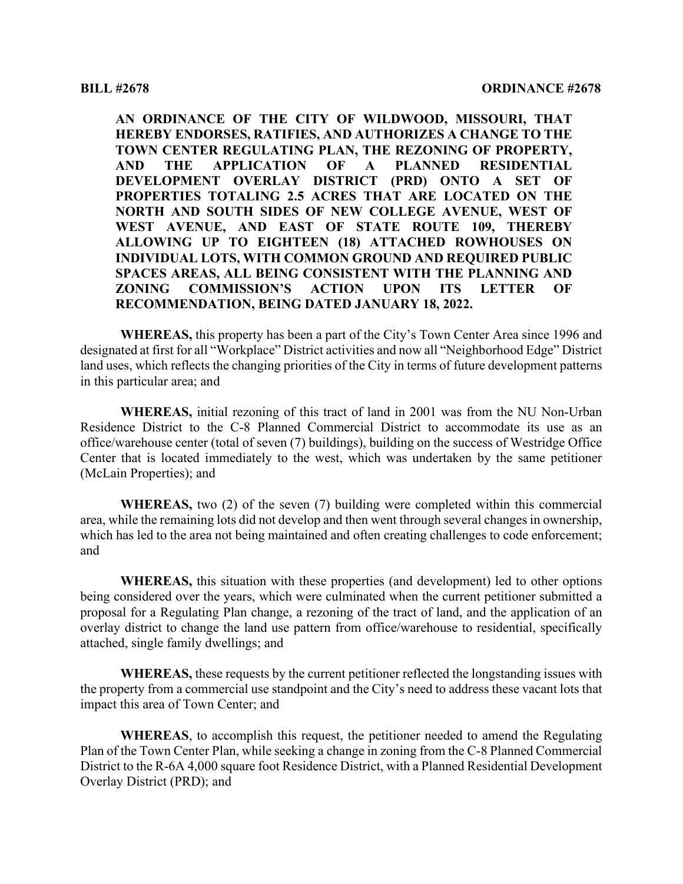**BILL #2678** **ORDINANCE #2678**

**AN ORDINANCE OF THE CITY OF WILDWOOD, MISSOURI, THAT HEREBY ENDORSES, RATIFIES, AND AUTHORIZES A CHANGE TO THE TOWN CENTER REGULATING PLAN, THE REZONING OF PROPERTY, AND THE APPLICATION OF A PLANNED RESIDENTIAL DEVELOPMENT OVERLAY DISTRICT (PRD) ONTO A SET OF PROPERTIES TOTALING 2.5 ACRES THAT ARE LOCATED ON THE NORTH AND SOUTH SIDES OF NEW COLLEGE AVENUE, WEST OF WEST AVENUE, AND EAST OF STATE ROUTE 109, THEREBY ALLOWING UP TO EIGHTEEN (18) ATTACHED ROWHOUSES ON INDIVIDUAL LOTS, WITH COMMON GROUND AND REQUIRED PUBLIC SPACES AREAS, ALL BEING CONSISTENT WITH THE PLANNING AND ZONING COMMISSION'S ACTION UPON ITS LETTER OF RECOMMENDATION, BEING DATED JANUARY 18, 2022.**

**WHEREAS,** this property has been a part of the City's Town Center Area since 1996 and designated at first for all "Workplace" District activities and now all "Neighborhood Edge" District land uses, which reflects the changing priorities of the City in terms of future development patterns in this particular area; and

**WHEREAS,** initial rezoning of this tract of land in 2001 was from the NU Non-Urban Residence District to the C-8 Planned Commercial District to accommodate its use as an office/warehouse center (total of seven (7) buildings), building on the success of Westridge Office Center that is located immediately to the west, which was undertaken by the same petitioner (McLain Properties); and

**WHEREAS,** two (2) of the seven (7) building were completed within this commercial area, while the remaining lots did not develop and then went through several changes in ownership, which has led to the area not being maintained and often creating challenges to code enforcement; and

**WHEREAS,** this situation with these properties (and development) led to other options being considered over the years, which were culminated when the current petitioner submitted a proposal for a Regulating Plan change, a rezoning of the tract of land, and the application of an overlay district to change the land use pattern from office/warehouse to residential, specifically attached, single family dwellings; and

**WHEREAS,** these requests by the current petitioner reflected the longstanding issues with the property from a commercial use standpoint and the City's need to address these vacant lots that impact this area of Town Center; and

**WHEREAS**, to accomplish this request, the petitioner needed to amend the Regulating Plan of the Town Center Plan, while seeking a change in zoning from the C-8 Planned Commercial District to the R-6A 4,000 square foot Residence District, with a Planned Residential Development Overlay District (PRD); and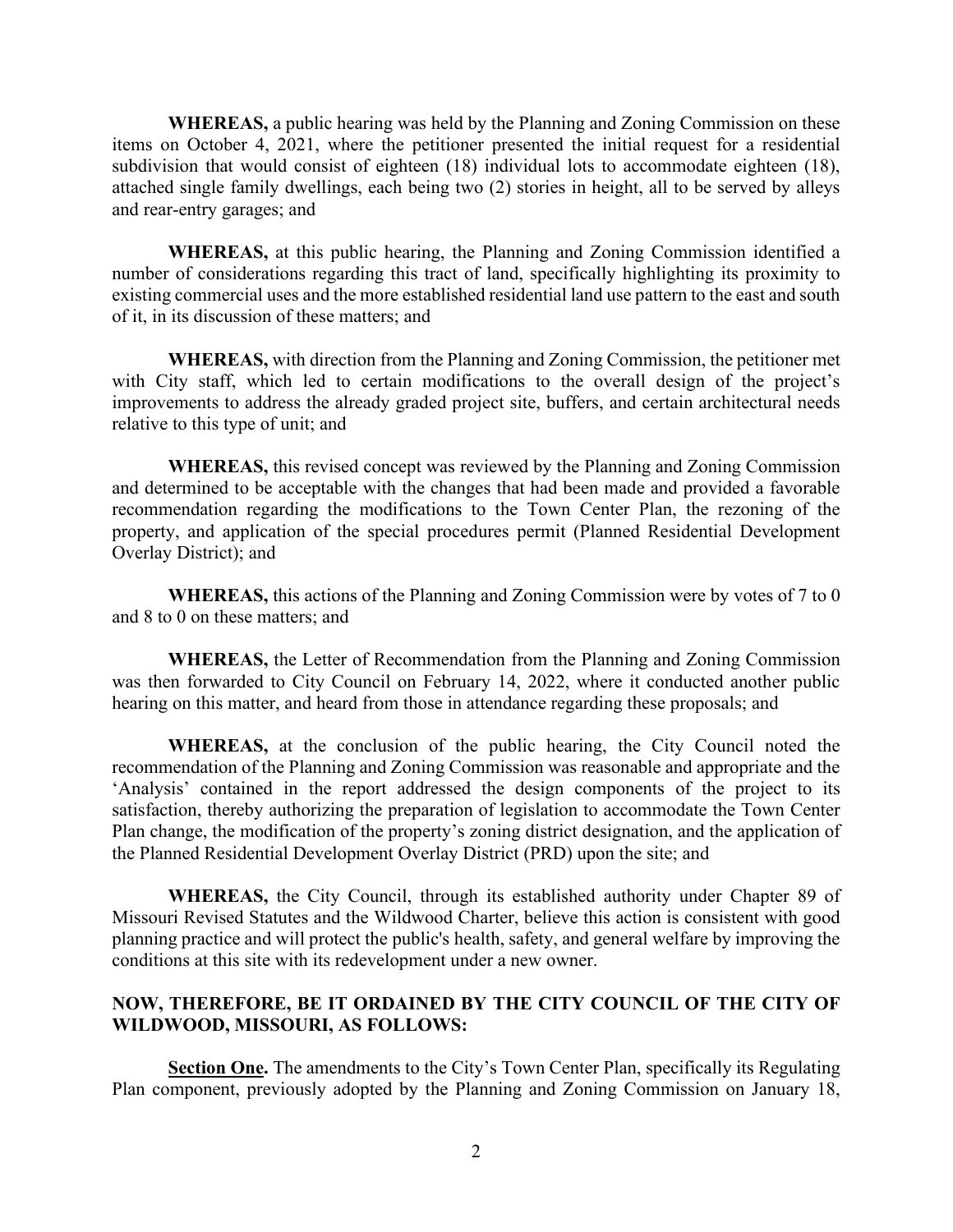**WHEREAS,** a public hearing was held by the Planning and Zoning Commission on these items on October 4, 2021, where the petitioner presented the initial request for a residential subdivision that would consist of eighteen (18) individual lots to accommodate eighteen (18), attached single family dwellings, each being two (2) stories in height, all to be served by alleys and rear-entry garages; and

**WHEREAS,** at this public hearing, the Planning and Zoning Commission identified a number of considerations regarding this tract of land, specifically highlighting its proximity to existing commercial uses and the more established residential land use pattern to the east and south of it, in its discussion of these matters; and

**WHEREAS,** with direction from the Planning and Zoning Commission, the petitioner met with City staff, which led to certain modifications to the overall design of the project's improvements to address the already graded project site, buffers, and certain architectural needs relative to this type of unit; and

**WHEREAS,** this revised concept was reviewed by the Planning and Zoning Commission and determined to be acceptable with the changes that had been made and provided a favorable recommendation regarding the modifications to the Town Center Plan, the rezoning of the property, and application of the special procedures permit (Planned Residential Development Overlay District); and

**WHEREAS,** this actions of the Planning and Zoning Commission were by votes of 7 to 0 and 8 to 0 on these matters; and

**WHEREAS,** the Letter of Recommendation from the Planning and Zoning Commission was then forwarded to City Council on February 14, 2022, where it conducted another public hearing on this matter, and heard from those in attendance regarding these proposals; and

**WHEREAS,** at the conclusion of the public hearing, the City Council noted the recommendation of the Planning and Zoning Commission was reasonable and appropriate and the 'Analysis' contained in the report addressed the design components of the project to its satisfaction, thereby authorizing the preparation of legislation to accommodate the Town Center Plan change, the modification of the property's zoning district designation, and the application of the Planned Residential Development Overlay District (PRD) upon the site; and

**WHEREAS,** the City Council, through its established authority under Chapter 89 of Missouri Revised Statutes and the Wildwood Charter, believe this action is consistent with good planning practice and will protect the public's health, safety, and general welfare by improving the conditions at this site with its redevelopment under a new owner.

**NOW, THEREFORE, BE IT ORDAINED BY THE CITY COUNCIL OF THE CITY OF WILDWOOD, MISSOURI, AS FOLLOWS:**

**Section One.** The amendments to the City's Town Center Plan, specifically its Regulating Plan component, previously adopted by the Planning and Zoning Commission on January 18,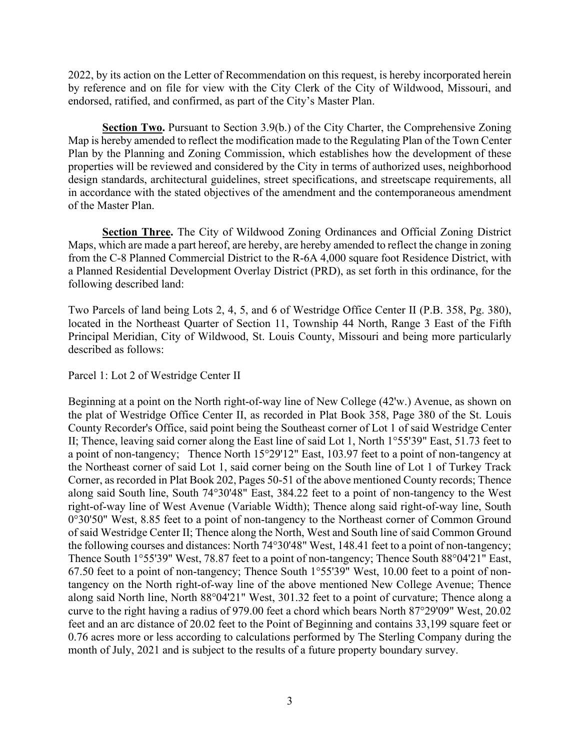2022, by its action on the Letter of Recommendation on this request, is hereby incorporated herein by reference and on file for view with the City Clerk of the City of Wildwood, Missouri, and endorsed, ratified, and confirmed, as part of the City's Master Plan.

**Section Two.** Pursuant to Section 3.9(b.) of the City Charter, the Comprehensive Zoning Map is hereby amended to reflect the modification made to the Regulating Plan of the Town Center Plan by the Planning and Zoning Commission, which establishes how the development of these properties will be reviewed and considered by the City in terms of authorized uses, neighborhood design standards, architectural guidelines, street specifications, and streetscape requirements, all in accordance with the stated objectives of the amendment and the contemporaneous amendment of the Master Plan.

**Section Three.** The City of Wildwood Zoning Ordinances and Official Zoning District Maps, which are made a part hereof, are hereby, are hereby amended to reflect the change in zoning from the C-8 Planned Commercial District to the R-6A 4,000 square foot Residence District, with a Planned Residential Development Overlay District (PRD), as set forth in this ordinance, for the following described land:

Two Parcels of land being Lots 2, 4, 5, and 6 of Westridge Office Center II (P.B. 358, Pg. 380), located in the Northeast Quarter of Section 11, Township 44 North, Range 3 East of the Fifth Principal Meridian, City of Wildwood, St. Louis County, Missouri and being more particularly described as follows:

Parcel 1: Lot 2 of Westridge Center II

Beginning at a point on the North right-of-way line of New College (42'w.) Avenue, as shown on the plat of Westridge Office Center II, as recorded in Plat Book 358, Page 380 of the St. Louis County Recorder's Office, said point being the Southeast corner of Lot 1 of said Westridge Center II; Thence, leaving said corner along the East line of said Lot 1, North 1°55'39" East, 51.73 feet to a point of non-tangency; Thence North 15°29'12" East, 103.97 feet to a point of non-tangency at the Northeast corner of said Lot 1, said corner being on the South line of Lot 1 of Turkey Track Corner, as recorded in Plat Book 202, Pages 50-51 of the above mentioned County records; Thence along said South line, South 74°30'48" East, 384.22 feet to a point of non-tangency to the West right-of-way line of West Avenue (Variable Width); Thence along said right-of-way line, South 0°30'50" West, 8.85 feet to a point of non-tangency to the Northeast corner of Common Ground of said Westridge Center II; Thence along the North, West and South line of said Common Ground the following courses and distances: North 74°30'48" West, 148.41 feet to a point of non-tangency; Thence South 1°55'39" West, 78.87 feet to a point of non-tangency; Thence South 88°04'21" East, 67.50 feet to a point of non-tangency; Thence South 1°55'39" West, 10.00 feet to a point of non-tangency on the North right-of-way line of the above mentioned New College Avenue; Thence along said North line, North 88°04'21" West, 301.32 feet to a point of curvature; Thence along a curve to the right having a radius of 979.00 feet a chord which bears North 87°29'09" West, 20.02 feet and an arc distance of 20.02 feet to the Point of Beginning and contains 33,199 square feet or 0.76 acres more or less according to calculations performed by The Sterling Company during the month of July, 2021 and is subject to the results of a future property boundary survey.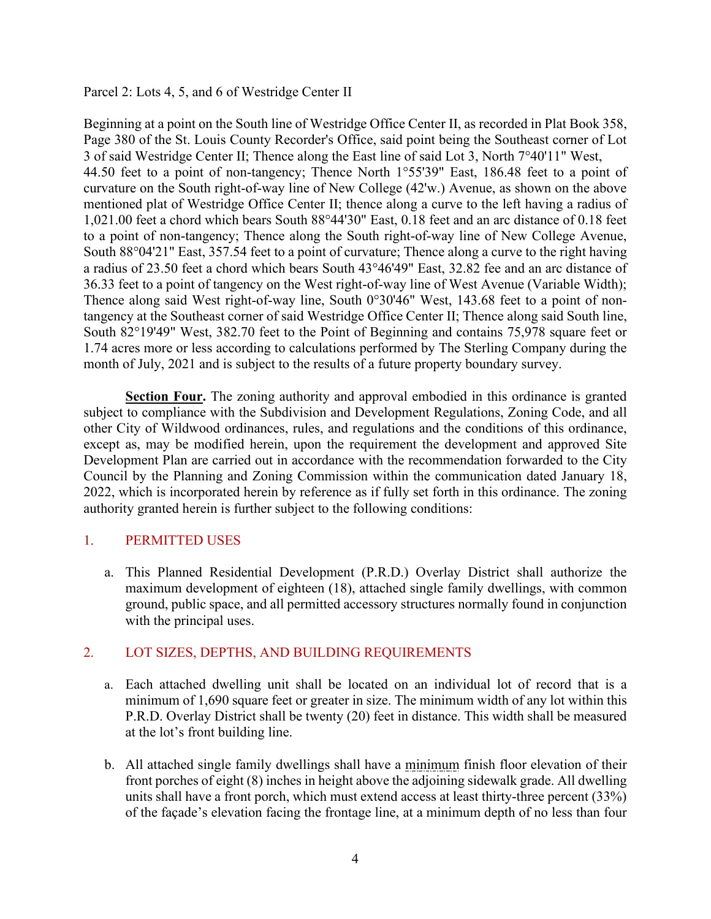Parcel 2: Lots 4, 5, and 6 of Westridge Center II

Beginning at a point on the South line of Westridge Office Center II, as recorded in Plat Book 358, Page 380 of the St. Louis County Recorder's Office, said point being the Southeast corner of Lot 3 of said Westridge Center II; Thence along the East line of said Lot 3, North 7°40'11" West, 44.50 feet to a point of non-tangency; Thence North 1°55'39" East, 186.48 feet to a point of curvature on the South right-of-way line of New College (42'w.) Avenue, as shown on the above mentioned plat of Westridge Office Center II; thence along a curve to the left having a radius of 1,021.00 feet a chord which bears South 88°44'30" East, 0.18 feet and an arc distance of 0.18 feet to a point of non-tangency; Thence along the South right-of-way line of New College Avenue, South 88°04'21" East, 357.54 feet to a point of curvature; Thence along a curve to the right having a radius of 23.50 feet a chord which bears South 43°46'49" East, 32.82 fee and an arc distance of 36.33 feet to a point of tangency on the West right-of-way line of West Avenue (Variable Width); Thence along said West right-of-way line, South 0°30'46" West, 143.68 feet to a point of non-tangency at the Southeast corner of said Westridge Office Center II; Thence along said South line, South 82°19'49" West, 382.70 feet to the Point of Beginning and contains 75,978 square feet or 1.74 acres more or less according to calculations performed by The Sterling Company during the month of July, 2021 and is subject to the results of a future property boundary survey.

**Section Four.** The zoning authority and approval embodied in this ordinance is granted subject to compliance with the Subdivision and Development Regulations, Zoning Code, and all other City of Wildwood ordinances, rules, and regulations and the conditions of this ordinance, except as, may be modified herein, upon the requirement the development and approved Site Development Plan are carried out in accordance with the recommendation forwarded to the City Council by the Planning and Zoning Commission within the communication dated January 18, 2022, which is incorporated herein by reference as if fully set forth in this ordinance. The zoning authority granted herein is further subject to the following conditions:

1. PERMITTED USES

   a. This Planned Residential Development (P.R.D.) Overlay District shall authorize the maximum development of eighteen (18), attached single family dwellings, with common ground, public space, and all permitted accessory structures normally found in conjunction with the principal uses.

2. LOT SIZES, DEPTHS, AND BUILDING REQUIREMENTS

   a. Each attached dwelling unit shall be located on an individual lot of record that is a minimum of 1,690 square feet or greater in size. The minimum width of any lot within this P.R.D. Overlay District shall be twenty (20) feet in distance. This width shall be measured at the lot's front building line.

   b. All attached single family dwellings shall have a minimum finish floor elevation of their front porches of eight (8) inches in height above the adjoining sidewalk grade. All dwelling units shall have a front porch, which must extend access at least thirty-three percent (33%) of the façade's elevation facing the frontage line, at a minimum depth of no less than four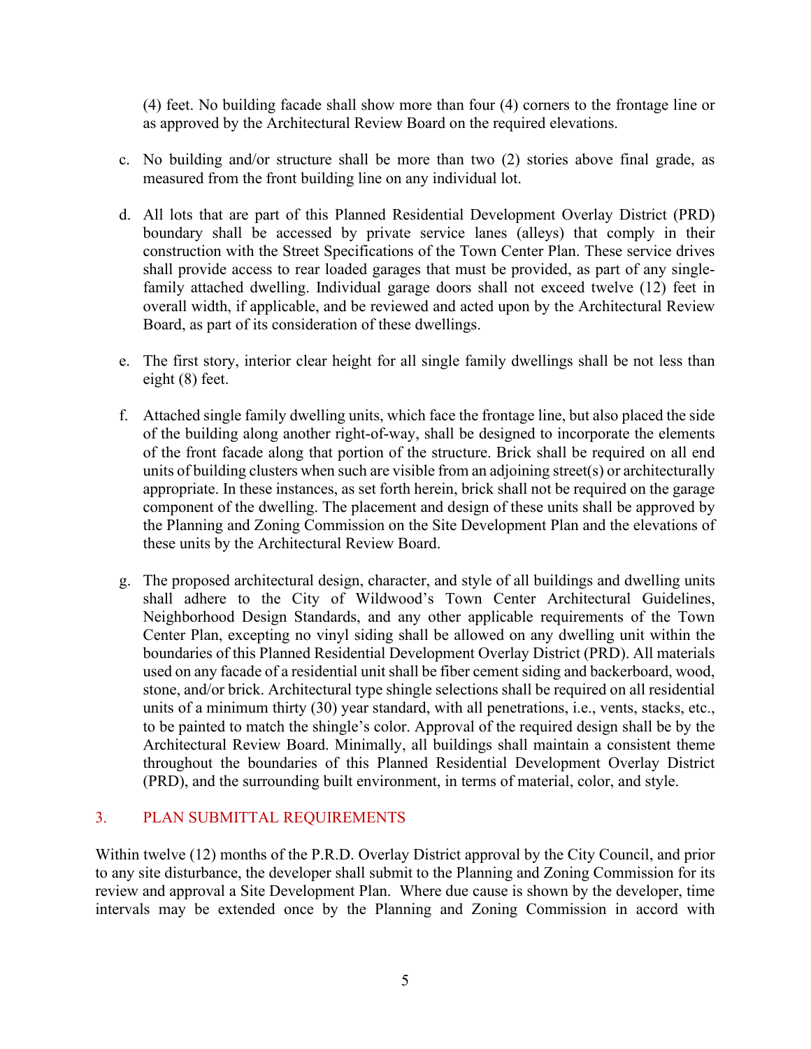(4) feet. No building facade shall show more than four (4) corners to the frontage line or as approved by the Architectural Review Board on the required elevations.

c. No building and/or structure shall be more than two (2) stories above final grade, as measured from the front building line on any individual lot.

d. All lots that are part of this Planned Residential Development Overlay District (PRD) boundary shall be accessed by private service lanes (alleys) that comply in their construction with the Street Specifications of the Town Center Plan. These service drives shall provide access to rear loaded garages that must be provided, as part of any single-family attached dwelling. Individual garage doors shall not exceed twelve (12) feet in overall width, if applicable, and be reviewed and acted upon by the Architectural Review Board, as part of its consideration of these dwellings.

e. The first story, interior clear height for all single family dwellings shall be not less than eight (8) feet.

f. Attached single family dwelling units, which face the frontage line, but also placed the side of the building along another right-of-way, shall be designed to incorporate the elements of the front facade along that portion of the structure. Brick shall be required on all end units of building clusters when such are visible from an adjoining street(s) or architecturally appropriate. In these instances, as set forth herein, brick shall not be required on the garage component of the dwelling. The placement and design of these units shall be approved by the Planning and Zoning Commission on the Site Development Plan and the elevations of these units by the Architectural Review Board.

g. The proposed architectural design, character, and style of all buildings and dwelling units shall adhere to the City of Wildwood's Town Center Architectural Guidelines, Neighborhood Design Standards, and any other applicable requirements of the Town Center Plan, excepting no vinyl siding shall be allowed on any dwelling unit within the boundaries of this Planned Residential Development Overlay District (PRD). All materials used on any facade of a residential unit shall be fiber cement siding and backerboard, wood, stone, and/or brick. Architectural type shingle selections shall be required on all residential units of a minimum thirty (30) year standard, with all penetrations, i.e., vents, stacks, etc., to be painted to match the shingle's color. Approval of the required design shall be by the Architectural Review Board. Minimally, all buildings shall maintain a consistent theme throughout the boundaries of this Planned Residential Development Overlay District (PRD), and the surrounding built environment, in terms of material, color, and style.

## 3. PLAN SUBMITTAL REQUIREMENTS

Within twelve (12) months of the P.R.D. Overlay District approval by the City Council, and prior to any site disturbance, the developer shall submit to the Planning and Zoning Commission for its review and approval a Site Development Plan. Where due cause is shown by the developer, time intervals may be extended once by the Planning and Zoning Commission in accord with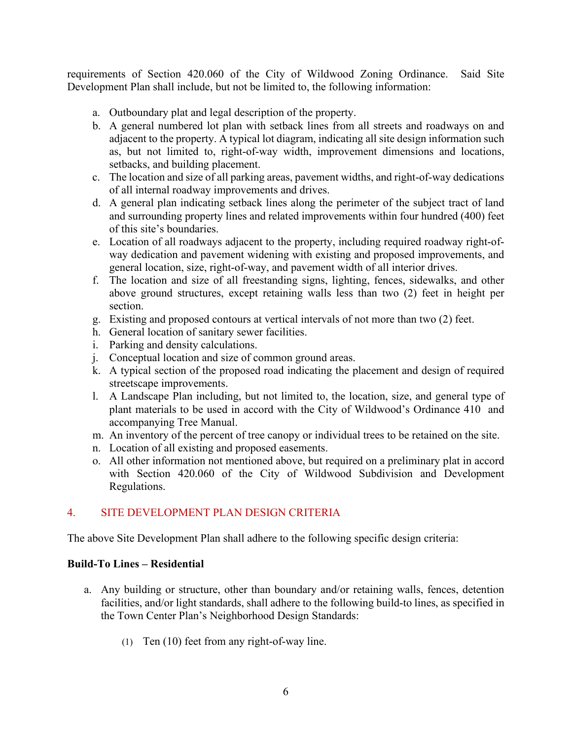requirements of Section 420.060 of the City of Wildwood Zoning Ordinance. Said Site Development Plan shall include, but not be limited to, the following information:

a. Outboundary plat and legal description of the property.
b. A general numbered lot plan with setback lines from all streets and roadways on and adjacent to the property. A typical lot diagram, indicating all site design information such as, but not limited to, right-of-way width, improvement dimensions and locations, setbacks, and building placement.
c. The location and size of all parking areas, pavement widths, and right-of-way dedications of all internal roadway improvements and drives.
d. A general plan indicating setback lines along the perimeter of the subject tract of land and surrounding property lines and related improvements within four hundred (400) feet of this site's boundaries.
e. Location of all roadways adjacent to the property, including required roadway right-of-way dedication and pavement widening with existing and proposed improvements, and general location, size, right-of-way, and pavement width of all interior drives.
f. The location and size of all freestanding signs, lighting, fences, sidewalks, and other above ground structures, except retaining walls less than two (2) feet in height per section.
g. Existing and proposed contours at vertical intervals of not more than two (2) feet.
h. General location of sanitary sewer facilities.
i. Parking and density calculations.
j. Conceptual location and size of common ground areas.
k. A typical section of the proposed road indicating the placement and design of required streetscape improvements.
l. A Landscape Plan including, but not limited to, the location, size, and general type of plant materials to be used in accord with the City of Wildwood's Ordinance 410 and accompanying Tree Manual.
m. An inventory of the percent of tree canopy or individual trees to be retained on the site.
n. Location of all existing and proposed easements.
o. All other information not mentioned above, but required on a preliminary plat in accord with Section 420.060 of the City of Wildwood Subdivision and Development Regulations.

## 4. SITE DEVELOPMENT PLAN DESIGN CRITERIA

The above Site Development Plan shall adhere to the following specific design criteria:

**Build-To Lines – Residential**

a. Any building or structure, other than boundary and/or retaining walls, fences, detention facilities, and/or light standards, shall adhere to the following build-to lines, as specified in the Town Center Plan's Neighborhood Design Standards:

   (1) Ten (10) feet from any right-of-way line.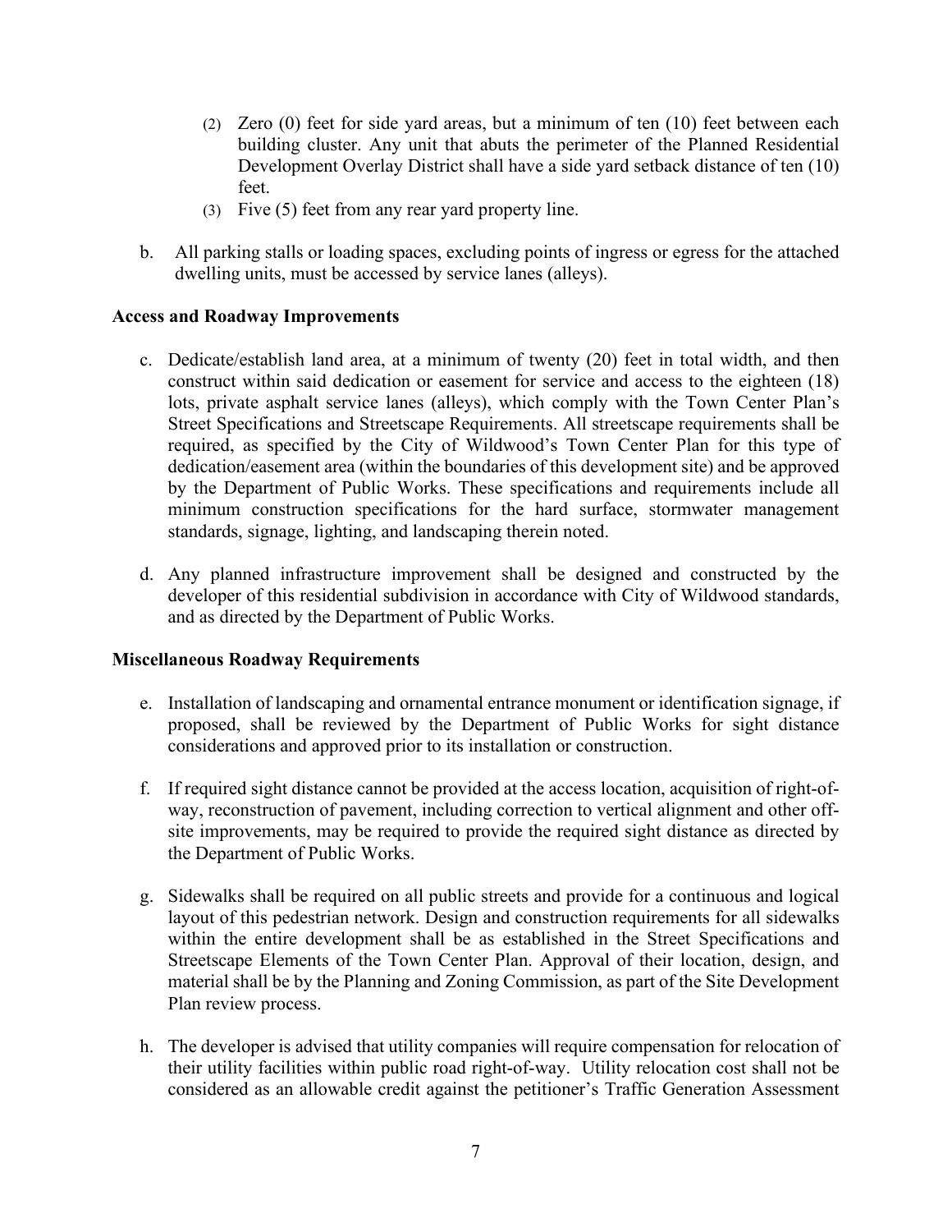(2) Zero (0) feet for side yard areas, but a minimum of ten (10) feet between each building cluster. Any unit that abuts the perimeter of the Planned Residential Development Overlay District shall have a side yard setback distance of ten (10) feet.

(3) Five (5) feet from any rear yard property line.

b. All parking stalls or loading spaces, excluding points of ingress or egress for the attached dwelling units, must be accessed by service lanes (alleys).

**Access and Roadway Improvements**

c. Dedicate/establish land area, at a minimum of twenty (20) feet in total width, and then construct within said dedication or easement for service and access to the eighteen (18) lots, private asphalt service lanes (alleys), which comply with the Town Center Plan's Street Specifications and Streetscape Requirements. All streetscape requirements shall be required, as specified by the City of Wildwood's Town Center Plan for this type of dedication/easement area (within the boundaries of this development site) and be approved by the Department of Public Works. These specifications and requirements include all minimum construction specifications for the hard surface, stormwater management standards, signage, lighting, and landscaping therein noted.

d. Any planned infrastructure improvement shall be designed and constructed by the developer of this residential subdivision in accordance with City of Wildwood standards, and as directed by the Department of Public Works.

**Miscellaneous Roadway Requirements**

e. Installation of landscaping and ornamental entrance monument or identification signage, if proposed, shall be reviewed by the Department of Public Works for sight distance considerations and approved prior to its installation or construction.

f. If required sight distance cannot be provided at the access location, acquisition of right-of-way, reconstruction of pavement, including correction to vertical alignment and other off-site improvements, may be required to provide the required sight distance as directed by the Department of Public Works.

g. Sidewalks shall be required on all public streets and provide for a continuous and logical layout of this pedestrian network. Design and construction requirements for all sidewalks within the entire development shall be as established in the Street Specifications and Streetscape Elements of the Town Center Plan. Approval of their location, design, and material shall be by the Planning and Zoning Commission, as part of the Site Development Plan review process.

h. The developer is advised that utility companies will require compensation for relocation of their utility facilities within public road right-of-way. Utility relocation cost shall not be considered as an allowable credit against the petitioner's Traffic Generation Assessment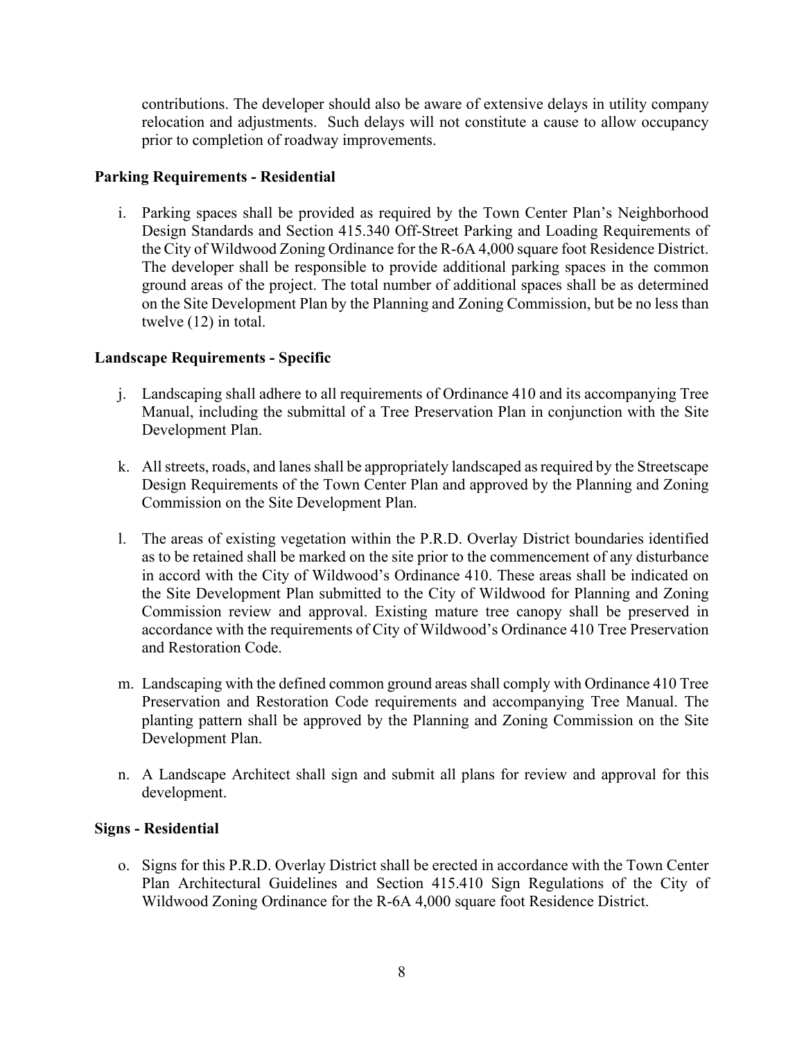contributions. The developer should also be aware of extensive delays in utility company relocation and adjustments. Such delays will not constitute a cause to allow occupancy prior to completion of roadway improvements.

**Parking Requirements - Residential**

i. Parking spaces shall be provided as required by the Town Center Plan's Neighborhood Design Standards and Section 415.340 Off-Street Parking and Loading Requirements of the City of Wildwood Zoning Ordinance for the R-6A 4,000 square foot Residence District. The developer shall be responsible to provide additional parking spaces in the common ground areas of the project. The total number of additional spaces shall be as determined on the Site Development Plan by the Planning and Zoning Commission, but be no less than twelve (12) in total.

**Landscape Requirements - Specific**

j. Landscaping shall adhere to all requirements of Ordinance 410 and its accompanying Tree Manual, including the submittal of a Tree Preservation Plan in conjunction with the Site Development Plan.

k. All streets, roads, and lanes shall be appropriately landscaped as required by the Streetscape Design Requirements of the Town Center Plan and approved by the Planning and Zoning Commission on the Site Development Plan.

l. The areas of existing vegetation within the P.R.D. Overlay District boundaries identified as to be retained shall be marked on the site prior to the commencement of any disturbance in accord with the City of Wildwood's Ordinance 410. These areas shall be indicated on the Site Development Plan submitted to the City of Wildwood for Planning and Zoning Commission review and approval. Existing mature tree canopy shall be preserved in accordance with the requirements of City of Wildwood's Ordinance 410 Tree Preservation and Restoration Code.

m. Landscaping with the defined common ground areas shall comply with Ordinance 410 Tree Preservation and Restoration Code requirements and accompanying Tree Manual. The planting pattern shall be approved by the Planning and Zoning Commission on the Site Development Plan.

n. A Landscape Architect shall sign and submit all plans for review and approval for this development.

**Signs - Residential**

o. Signs for this P.R.D. Overlay District shall be erected in accordance with the Town Center Plan Architectural Guidelines and Section 415.410 Sign Regulations of the City of Wildwood Zoning Ordinance for the R-6A 4,000 square foot Residence District.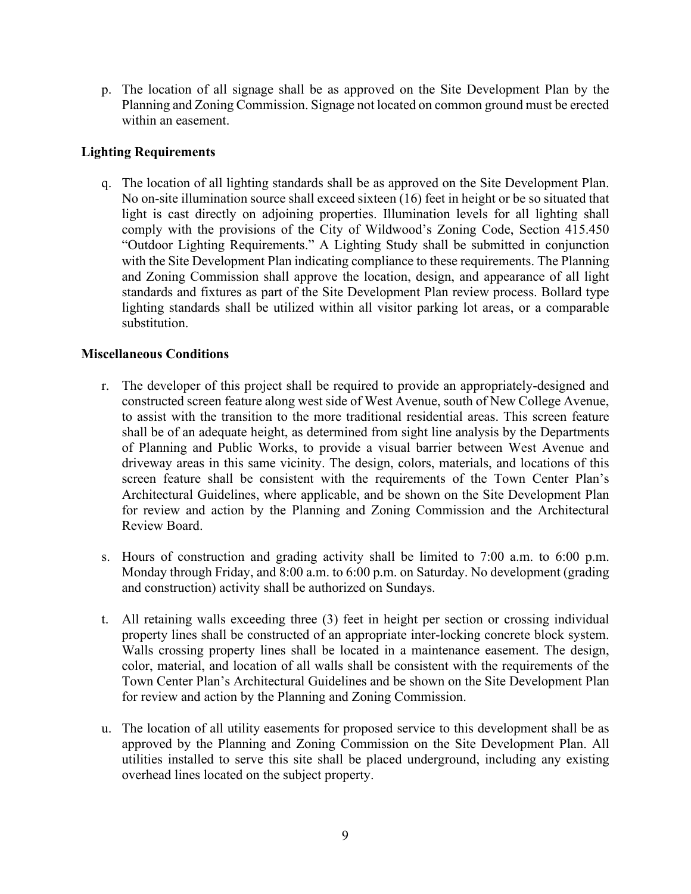p. The location of all signage shall be as approved on the Site Development Plan by the Planning and Zoning Commission. Signage not located on common ground must be erected within an easement.

**Lighting Requirements**

q. The location of all lighting standards shall be as approved on the Site Development Plan. No on-site illumination source shall exceed sixteen (16) feet in height or be so situated that light is cast directly on adjoining properties. Illumination levels for all lighting shall comply with the provisions of the City of Wildwood's Zoning Code, Section 415.450 "Outdoor Lighting Requirements." A Lighting Study shall be submitted in conjunction with the Site Development Plan indicating compliance to these requirements. The Planning and Zoning Commission shall approve the location, design, and appearance of all light standards and fixtures as part of the Site Development Plan review process. Bollard type lighting standards shall be utilized within all visitor parking lot areas, or a comparable substitution.

**Miscellaneous Conditions**

r. The developer of this project shall be required to provide an appropriately-designed and constructed screen feature along west side of West Avenue, south of New College Avenue, to assist with the transition to the more traditional residential areas. This screen feature shall be of an adequate height, as determined from sight line analysis by the Departments of Planning and Public Works, to provide a visual barrier between West Avenue and driveway areas in this same vicinity. The design, colors, materials, and locations of this screen feature shall be consistent with the requirements of the Town Center Plan's Architectural Guidelines, where applicable, and be shown on the Site Development Plan for review and action by the Planning and Zoning Commission and the Architectural Review Board.

s. Hours of construction and grading activity shall be limited to 7:00 a.m. to 6:00 p.m. Monday through Friday, and 8:00 a.m. to 6:00 p.m. on Saturday. No development (grading and construction) activity shall be authorized on Sundays.

t. All retaining walls exceeding three (3) feet in height per section or crossing individual property lines shall be constructed of an appropriate inter-locking concrete block system. Walls crossing property lines shall be located in a maintenance easement. The design, color, material, and location of all walls shall be consistent with the requirements of the Town Center Plan's Architectural Guidelines and be shown on the Site Development Plan for review and action by the Planning and Zoning Commission.

u. The location of all utility easements for proposed service to this development shall be as approved by the Planning and Zoning Commission on the Site Development Plan. All utilities installed to serve this site shall be placed underground, including any existing overhead lines located on the subject property.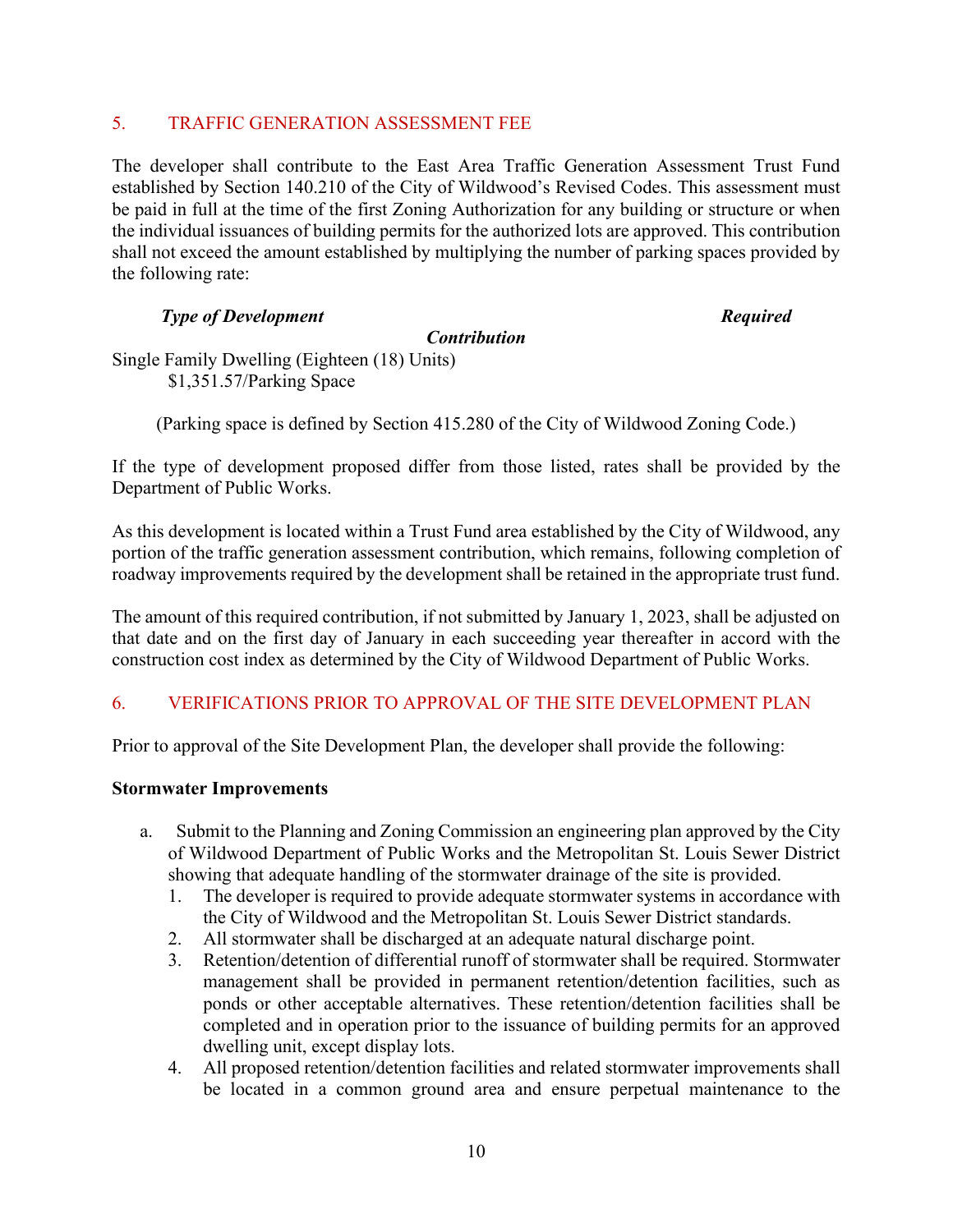## 5. TRAFFIC GENERATION ASSESSMENT FEE

The developer shall contribute to the East Area Traffic Generation Assessment Trust Fund established by Section 140.210 of the City of Wildwood's Revised Codes. This assessment must be paid in full at the time of the first Zoning Authorization for any building or structure or when the individual issuances of building permits for the authorized lots are approved. This contribution shall not exceed the amount established by multiplying the number of parking spaces provided by the following rate:

| ***Type of Development*** | ***Required Contribution*** |
|---|---|
| Single Family Dwelling (Eighteen (18) Units) | $1,351.57/Parking Space |

(Parking space is defined by Section 415.280 of the City of Wildwood Zoning Code.)

If the type of development proposed differ from those listed, rates shall be provided by the Department of Public Works.

As this development is located within a Trust Fund area established by the City of Wildwood, any portion of the traffic generation assessment contribution, which remains, following completion of roadway improvements required by the development shall be retained in the appropriate trust fund.

The amount of this required contribution, if not submitted by January 1, 2023, shall be adjusted on that date and on the first day of January in each succeeding year thereafter in accord with the construction cost index as determined by the City of Wildwood Department of Public Works.

## 6. VERIFICATIONS PRIOR TO APPROVAL OF THE SITE DEVELOPMENT PLAN

Prior to approval of the Site Development Plan, the developer shall provide the following:

**Stormwater Improvements**

a. Submit to the Planning and Zoning Commission an engineering plan approved by the City of Wildwood Department of Public Works and the Metropolitan St. Louis Sewer District showing that adequate handling of the stormwater drainage of the site is provided.
   1. The developer is required to provide adequate stormwater systems in accordance with the City of Wildwood and the Metropolitan St. Louis Sewer District standards.
   2. All stormwater shall be discharged at an adequate natural discharge point.
   3. Retention/detention of differential runoff of stormwater shall be required. Stormwater management shall be provided in permanent retention/detention facilities, such as ponds or other acceptable alternatives. These retention/detention facilities shall be completed and in operation prior to the issuance of building permits for an approved dwelling unit, except display lots.
   4. All proposed retention/detention facilities and related stormwater improvements shall be located in a common ground area and ensure perpetual maintenance to the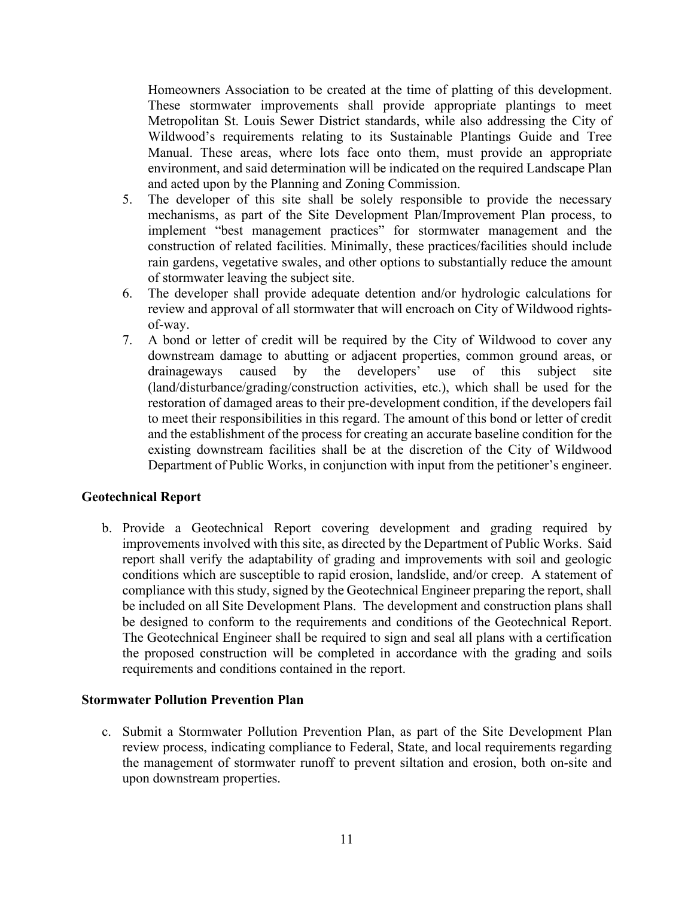Homeowners Association to be created at the time of platting of this development. These stormwater improvements shall provide appropriate plantings to meet Metropolitan St. Louis Sewer District standards, while also addressing the City of Wildwood's requirements relating to its Sustainable Plantings Guide and Tree Manual. These areas, where lots face onto them, must provide an appropriate environment, and said determination will be indicated on the required Landscape Plan and acted upon by the Planning and Zoning Commission.

5. The developer of this site shall be solely responsible to provide the necessary mechanisms, as part of the Site Development Plan/Improvement Plan process, to implement "best management practices" for stormwater management and the construction of related facilities. Minimally, these practices/facilities should include rain gardens, vegetative swales, and other options to substantially reduce the amount of stormwater leaving the subject site.
6. The developer shall provide adequate detention and/or hydrologic calculations for review and approval of all stormwater that will encroach on City of Wildwood rights-of-way.
7. A bond or letter of credit will be required by the City of Wildwood to cover any downstream damage to abutting or adjacent properties, common ground areas, or drainageways caused by the developers' use of this subject site (land/disturbance/grading/construction activities, etc.), which shall be used for the restoration of damaged areas to their pre-development condition, if the developers fail to meet their responsibilities in this regard. The amount of this bond or letter of credit and the establishment of the process for creating an accurate baseline condition for the existing downstream facilities shall be at the discretion of the City of Wildwood Department of Public Works, in conjunction with input from the petitioner's engineer.

**Geotechnical Report**

b. Provide a Geotechnical Report covering development and grading required by improvements involved with this site, as directed by the Department of Public Works. Said report shall verify the adaptability of grading and improvements with soil and geologic conditions which are susceptible to rapid erosion, landslide, and/or creep. A statement of compliance with this study, signed by the Geotechnical Engineer preparing the report, shall be included on all Site Development Plans. The development and construction plans shall be designed to conform to the requirements and conditions of the Geotechnical Report. The Geotechnical Engineer shall be required to sign and seal all plans with a certification the proposed construction will be completed in accordance with the grading and soils requirements and conditions contained in the report.

**Stormwater Pollution Prevention Plan**

c. Submit a Stormwater Pollution Prevention Plan, as part of the Site Development Plan review process, indicating compliance to Federal, State, and local requirements regarding the management of stormwater runoff to prevent siltation and erosion, both on-site and upon downstream properties.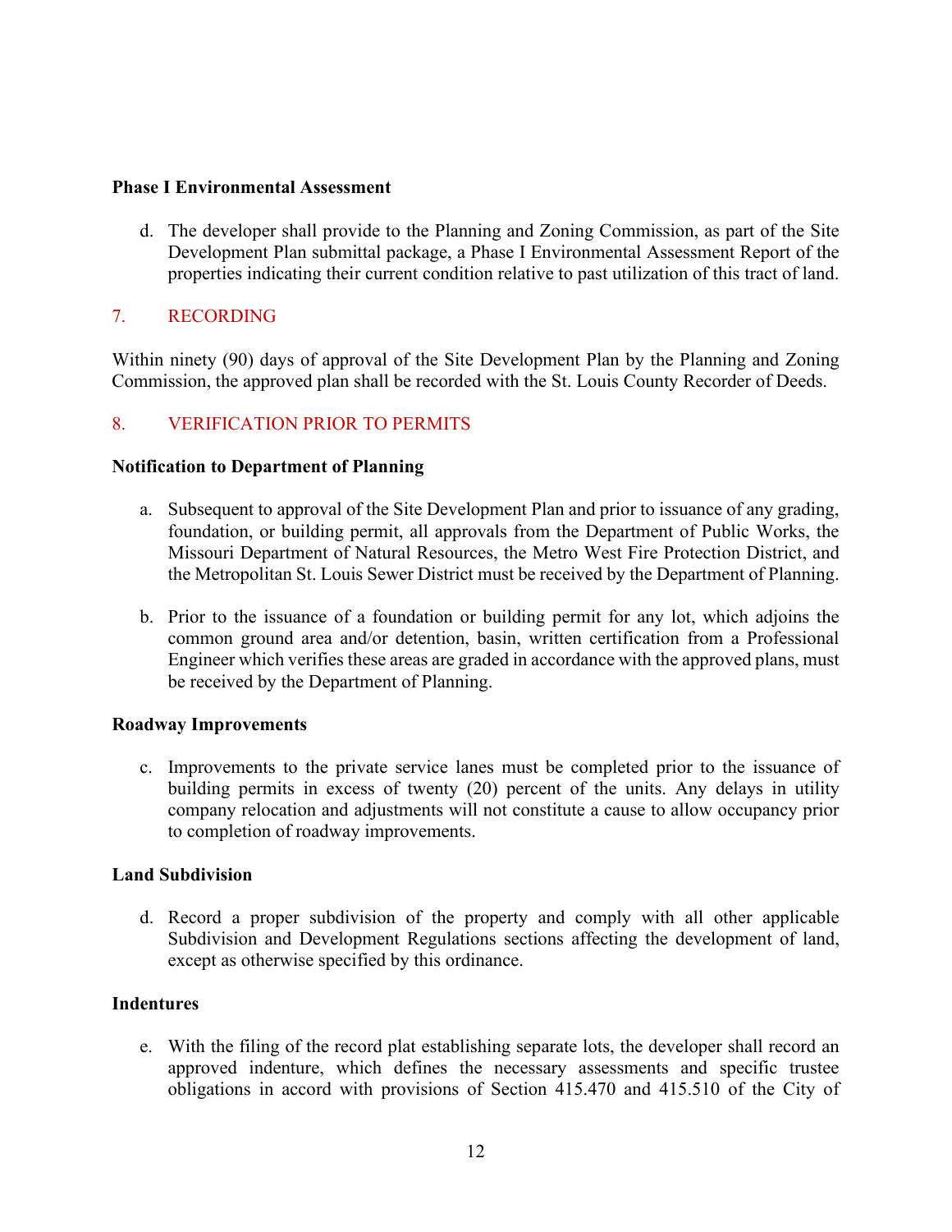**Phase I Environmental Assessment**

d. The developer shall provide to the Planning and Zoning Commission, as part of the Site Development Plan submittal package, a Phase I Environmental Assessment Report of the properties indicating their current condition relative to past utilization of this tract of land.

## 7. RECORDING

Within ninety (90) days of approval of the Site Development Plan by the Planning and Zoning Commission, the approved plan shall be recorded with the St. Louis County Recorder of Deeds.

## 8. VERIFICATION PRIOR TO PERMITS

**Notification to Department of Planning**

a. Subsequent to approval of the Site Development Plan and prior to issuance of any grading, foundation, or building permit, all approvals from the Department of Public Works, the Missouri Department of Natural Resources, the Metro West Fire Protection District, and the Metropolitan St. Louis Sewer District must be received by the Department of Planning.

b. Prior to the issuance of a foundation or building permit for any lot, which adjoins the common ground area and/or detention, basin, written certification from a Professional Engineer which verifies these areas are graded in accordance with the approved plans, must be received by the Department of Planning.

**Roadway Improvements**

c. Improvements to the private service lanes must be completed prior to the issuance of building permits in excess of twenty (20) percent of the units. Any delays in utility company relocation and adjustments will not constitute a cause to allow occupancy prior to completion of roadway improvements.

**Land Subdivision**

d. Record a proper subdivision of the property and comply with all other applicable Subdivision and Development Regulations sections affecting the development of land, except as otherwise specified by this ordinance.

**Indentures**

e. With the filing of the record plat establishing separate lots, the developer shall record an approved indenture, which defines the necessary assessments and specific trustee obligations in accord with provisions of Section 415.470 and 415.510 of the City of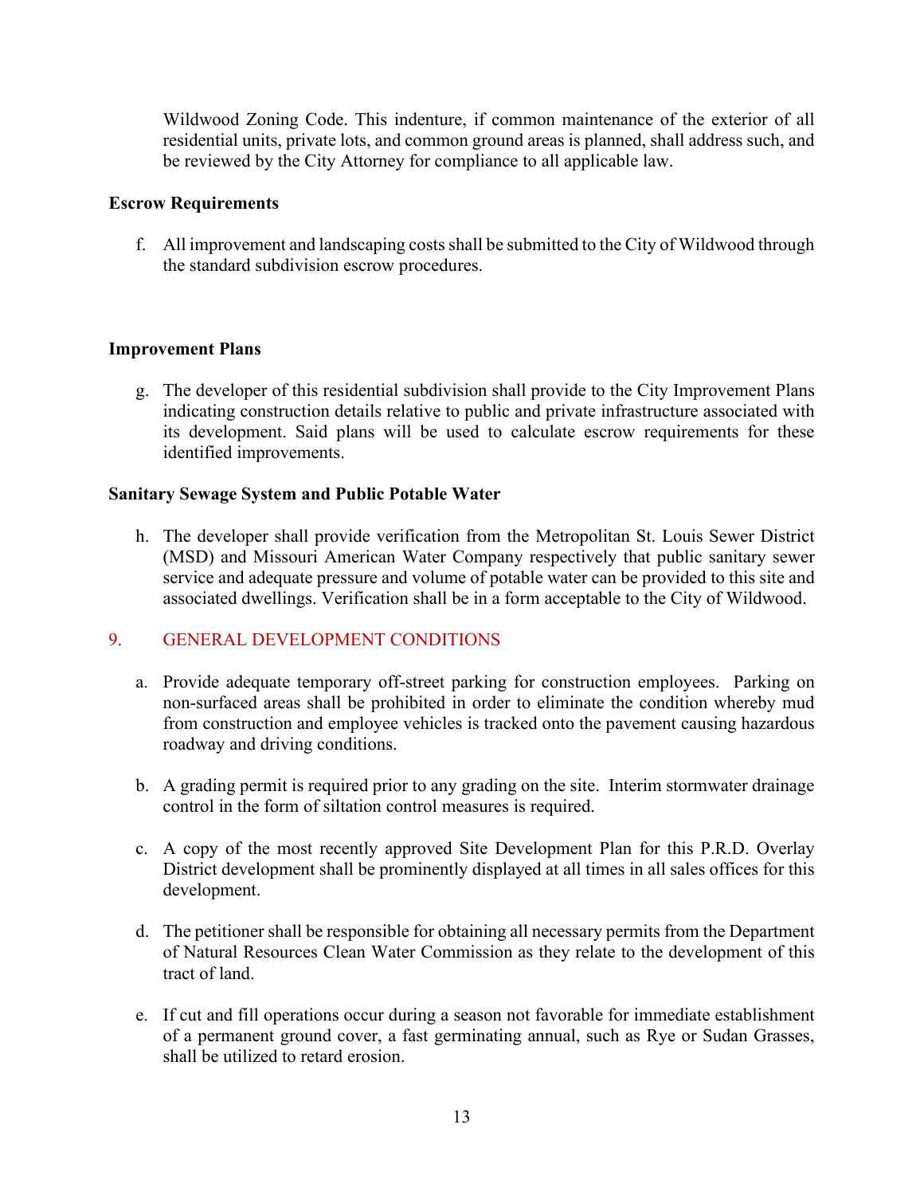Wildwood Zoning Code. This indenture, if common maintenance of the exterior of all residential units, private lots, and common ground areas is planned, shall address such, and be reviewed by the City Attorney for compliance to all applicable law.

**Escrow Requirements**

f. All improvement and landscaping costs shall be submitted to the City of Wildwood through the standard subdivision escrow procedures.

**Improvement Plans**

g. The developer of this residential subdivision shall provide to the City Improvement Plans indicating construction details relative to public and private infrastructure associated with its development. Said plans will be used to calculate escrow requirements for these identified improvements.

**Sanitary Sewage System and Public Potable Water**

h. The developer shall provide verification from the Metropolitan St. Louis Sewer District (MSD) and Missouri American Water Company respectively that public sanitary sewer service and adequate pressure and volume of potable water can be provided to this site and associated dwellings. Verification shall be in a form acceptable to the City of Wildwood.

## 9. GENERAL DEVELOPMENT CONDITIONS

a. Provide adequate temporary off-street parking for construction employees. Parking on non-surfaced areas shall be prohibited in order to eliminate the condition whereby mud from construction and employee vehicles is tracked onto the pavement causing hazardous roadway and driving conditions.

b. A grading permit is required prior to any grading on the site. Interim stormwater drainage control in the form of siltation control measures is required.

c. A copy of the most recently approved Site Development Plan for this P.R.D. Overlay District development shall be prominently displayed at all times in all sales offices for this development.

d. The petitioner shall be responsible for obtaining all necessary permits from the Department of Natural Resources Clean Water Commission as they relate to the development of this tract of land.

e. If cut and fill operations occur during a season not favorable for immediate establishment of a permanent ground cover, a fast germinating annual, such as Rye or Sudan Grasses, shall be utilized to retard erosion.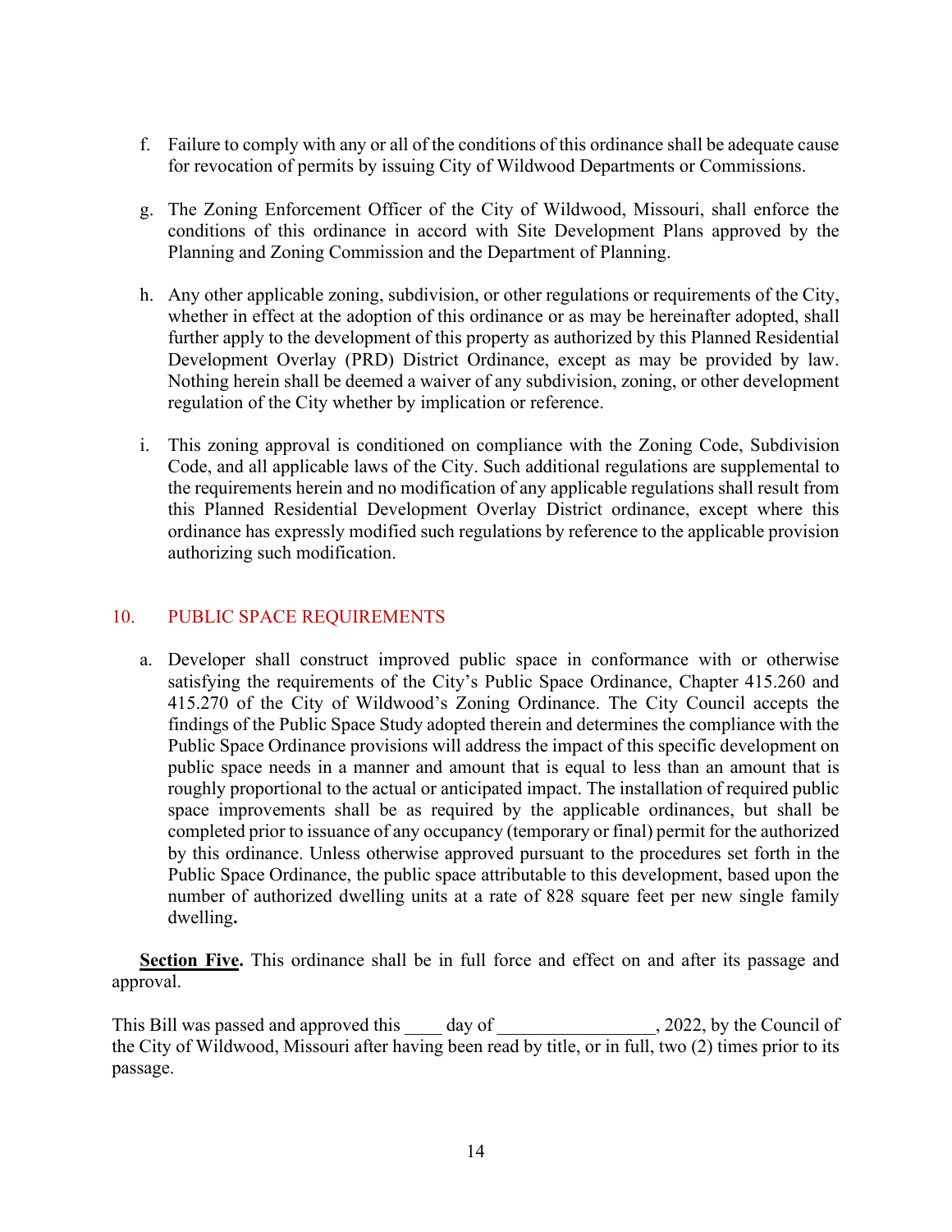f. Failure to comply with any or all of the conditions of this ordinance shall be adequate cause for revocation of permits by issuing City of Wildwood Departments or Commissions.

g. The Zoning Enforcement Officer of the City of Wildwood, Missouri, shall enforce the conditions of this ordinance in accord with Site Development Plans approved by the Planning and Zoning Commission and the Department of Planning.

h. Any other applicable zoning, subdivision, or other regulations or requirements of the City, whether in effect at the adoption of this ordinance or as may be hereinafter adopted, shall further apply to the development of this property as authorized by this Planned Residential Development Overlay (PRD) District Ordinance, except as may be provided by law. Nothing herein shall be deemed a waiver of any subdivision, zoning, or other development regulation of the City whether by implication or reference.

i. This zoning approval is conditioned on compliance with the Zoning Code, Subdivision Code, and all applicable laws of the City. Such additional regulations are supplemental to the requirements herein and no modification of any applicable regulations shall result from this Planned Residential Development Overlay District ordinance, except where this ordinance has expressly modified such regulations by reference to the applicable provision authorizing such modification.

## 10. PUBLIC SPACE REQUIREMENTS

a. Developer shall construct improved public space in conformance with or otherwise satisfying the requirements of the City's Public Space Ordinance, Chapter 415.260 and 415.270 of the City of Wildwood's Zoning Ordinance. The City Council accepts the findings of the Public Space Study adopted therein and determines the compliance with the Public Space Ordinance provisions will address the impact of this specific development on public space needs in a manner and amount that is equal to less than an amount that is roughly proportional to the actual or anticipated impact. The installation of required public space improvements shall be as required by the applicable ordinances, but shall be completed prior to issuance of any occupancy (temporary or final) permit for the authorized by this ordinance. Unless otherwise approved pursuant to the procedures set forth in the Public Space Ordinance, the public space attributable to this development, based upon the number of authorized dwelling units at a rate of 828 square feet per new single family dwelling**.**

**Section Five.** This ordinance shall be in full force and effect on and after its passage and approval.

This Bill was passed and approved this ____ day of ________________, 2022, by the Council of the City of Wildwood, Missouri after having been read by title, or in full, two (2) times prior to its passage.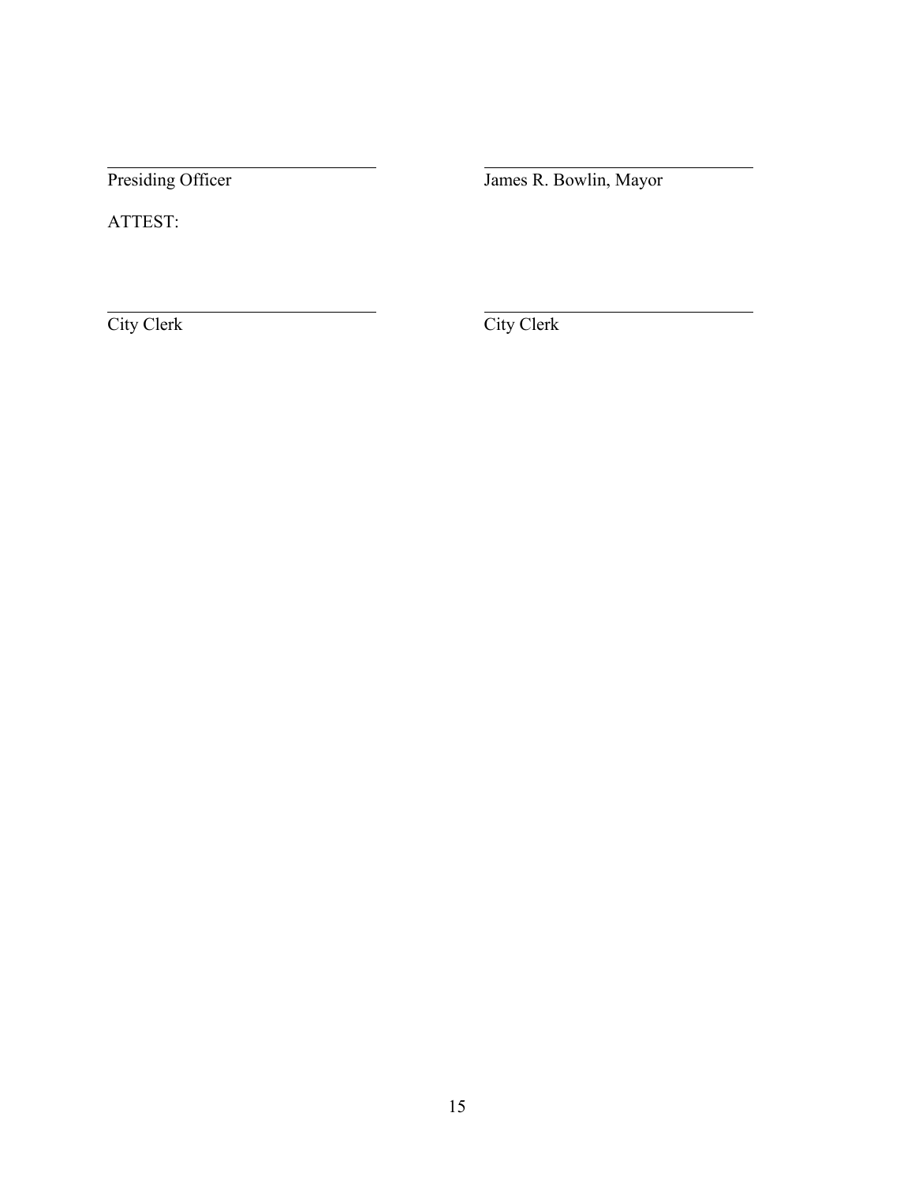\_\_\_\_\_\_\_\_\_\_\_\_\_\_\_\_\_\_\_\_\_\_\_\_\_\_\_\_\_\_ 
Presiding Officer

\_\_\_\_\_\_\_\_\_\_\_\_\_\_\_\_\_\_\_\_\_\_\_\_\_\_\_\_\_\_ 
James R. Bowlin, Mayor

ATTEST:

\_\_\_\_\_\_\_\_\_\_\_\_\_\_\_\_\_\_\_\_\_\_\_\_\_\_\_\_\_\_ 
City Clerk

\_\_\_\_\_\_\_\_\_\_\_\_\_\_\_\_\_\_\_\_\_\_\_\_\_\_\_\_\_\_ 
City Clerk